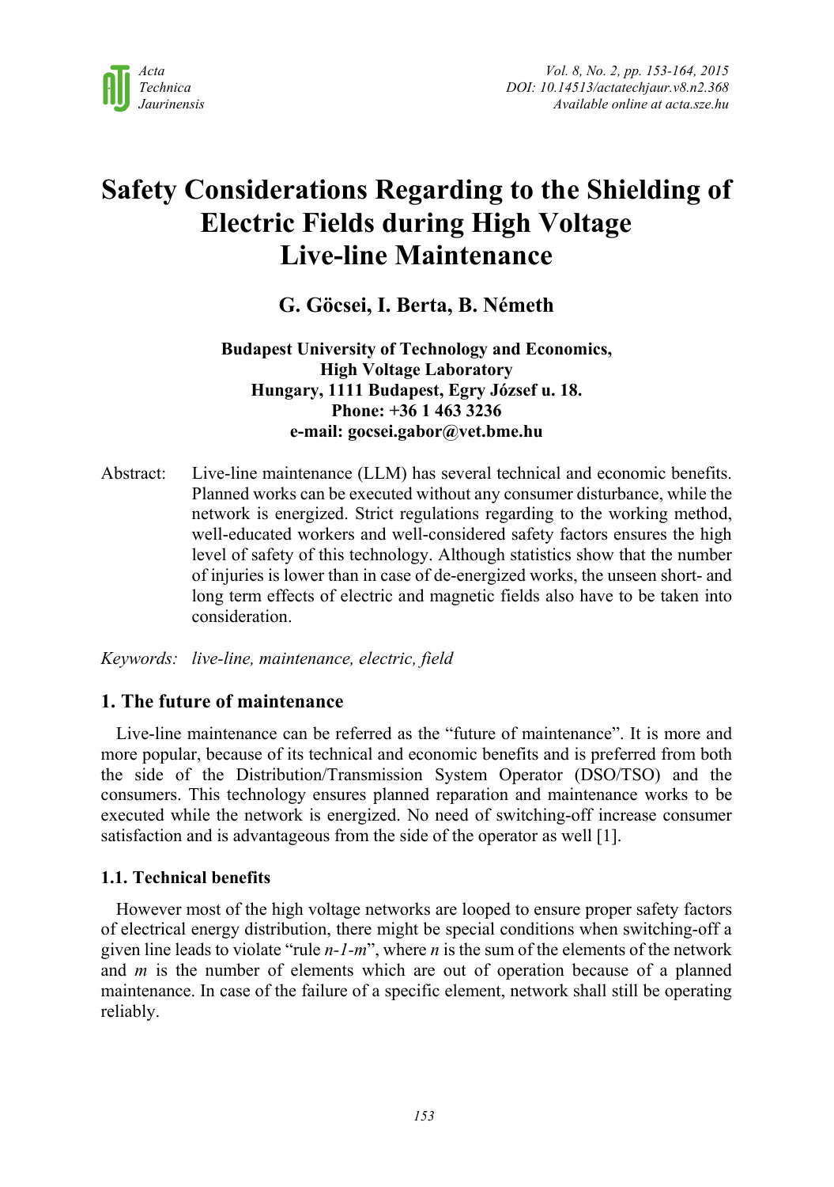# Safety Considerations Regarding to the Shielding of Electric Fields during High Voltage Live-line Maintenance

**G. Göcsei, I. Berta, B. Németh**

**Budapest University of Technology and Economics,**
**High Voltage Laboratory**
**Hungary, 1111 Budapest, Egry József u. 18.**
**Phone: +36 1 463 3236**
**e-mail: gocsei.gabor@vet.bme.hu**

Abstract: Live-line maintenance (LLM) has several technical and economic benefits. Planned works can be executed without any consumer disturbance, while the network is energized. Strict regulations regarding to the working method, well-educated workers and well-considered safety factors ensures the high level of safety of this technology. Although statistics show that the number of injuries is lower than in case of de-energized works, the unseen short- and long term effects of electric and magnetic fields also have to be taken into consideration.

*Keywords: live-line, maintenance, electric, field*

## 1. The future of maintenance

Live-line maintenance can be referred as the "future of maintenance". It is more and more popular, because of its technical and economic benefits and is preferred from both the side of the Distribution/Transmission System Operator (DSO/TSO) and the consumers. This technology ensures planned reparation and maintenance works to be executed while the network is energized. No need of switching-off increase consumer satisfaction and is advantageous from the side of the operator as well [1].

### 1.1. Technical benefits

However most of the high voltage networks are looped to ensure proper safety factors of electrical energy distribution, there might be special conditions when switching-off a given line leads to violate "rule *n-1-m*", where *n* is the sum of the elements of the network and *m* is the number of elements which are out of operation because of a planned maintenance. In case of the failure of a specific element, network shall still be operating reliably.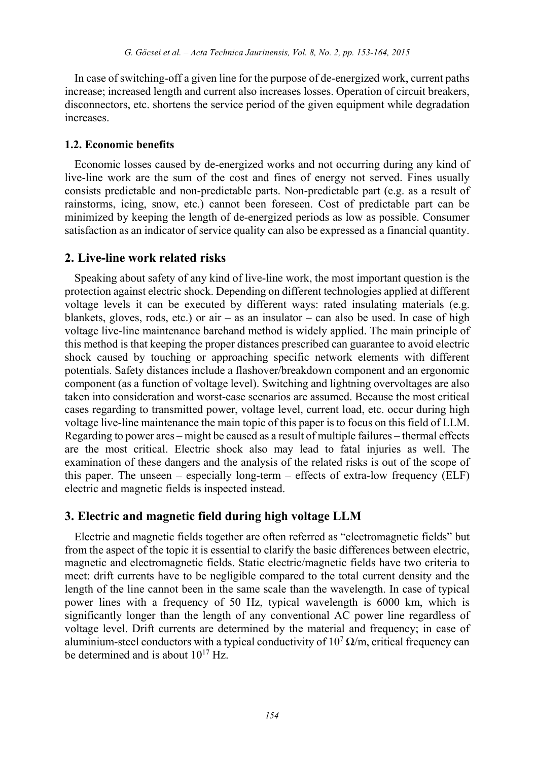In case of switching-off a given line for the purpose of de-energized work, current paths increase; increased length and current also increases losses. Operation of circuit breakers, disconnectors, etc. shortens the service period of the given equipment while degradation increases.

### 1.2. Economic benefits

Economic losses caused by de-energized works and not occurring during any kind of live-line work are the sum of the cost and fines of energy not served. Fines usually consists predictable and non-predictable parts. Non-predictable part (e.g. as a result of rainstorms, icing, snow, etc.) cannot been foreseen. Cost of predictable part can be minimized by keeping the length of de-energized periods as low as possible. Consumer satisfaction as an indicator of service quality can also be expressed as a financial quantity.

## 2. Live-line work related risks

Speaking about safety of any kind of live-line work, the most important question is the protection against electric shock. Depending on different technologies applied at different voltage levels it can be executed by different ways: rated insulating materials (e.g. blankets, gloves, rods, etc.) or air – as an insulator – can also be used. In case of high voltage live-line maintenance barehand method is widely applied. The main principle of this method is that keeping the proper distances prescribed can guarantee to avoid electric shock caused by touching or approaching specific network elements with different potentials. Safety distances include a flashover/breakdown component and an ergonomic component (as a function of voltage level). Switching and lightning overvoltages are also taken into consideration and worst-case scenarios are assumed. Because the most critical cases regarding to transmitted power, voltage level, current load, etc. occur during high voltage live-line maintenance the main topic of this paper is to focus on this field of LLM. Regarding to power arcs – might be caused as a result of multiple failures – thermal effects are the most critical. Electric shock also may lead to fatal injuries as well. The examination of these dangers and the analysis of the related risks is out of the scope of this paper. The unseen – especially long-term – effects of extra-low frequency (ELF) electric and magnetic fields is inspected instead.

## 3. Electric and magnetic field during high voltage LLM

Electric and magnetic fields together are often referred as "electromagnetic fields" but from the aspect of the topic it is essential to clarify the basic differences between electric, magnetic and electromagnetic fields. Static electric/magnetic fields have two criteria to meet: drift currents have to be negligible compared to the total current density and the length of the line cannot been in the same scale than the wavelength. In case of typical power lines with a frequency of 50 Hz, typical wavelength is 6000 km, which is significantly longer than the length of any conventional AC power line regardless of voltage level. Drift currents are determined by the material and frequency; in case of aluminium-steel conductors with a typical conductivity of $10^7$ Ω/m, critical frequency can be determined and is about $10^{17}$ Hz.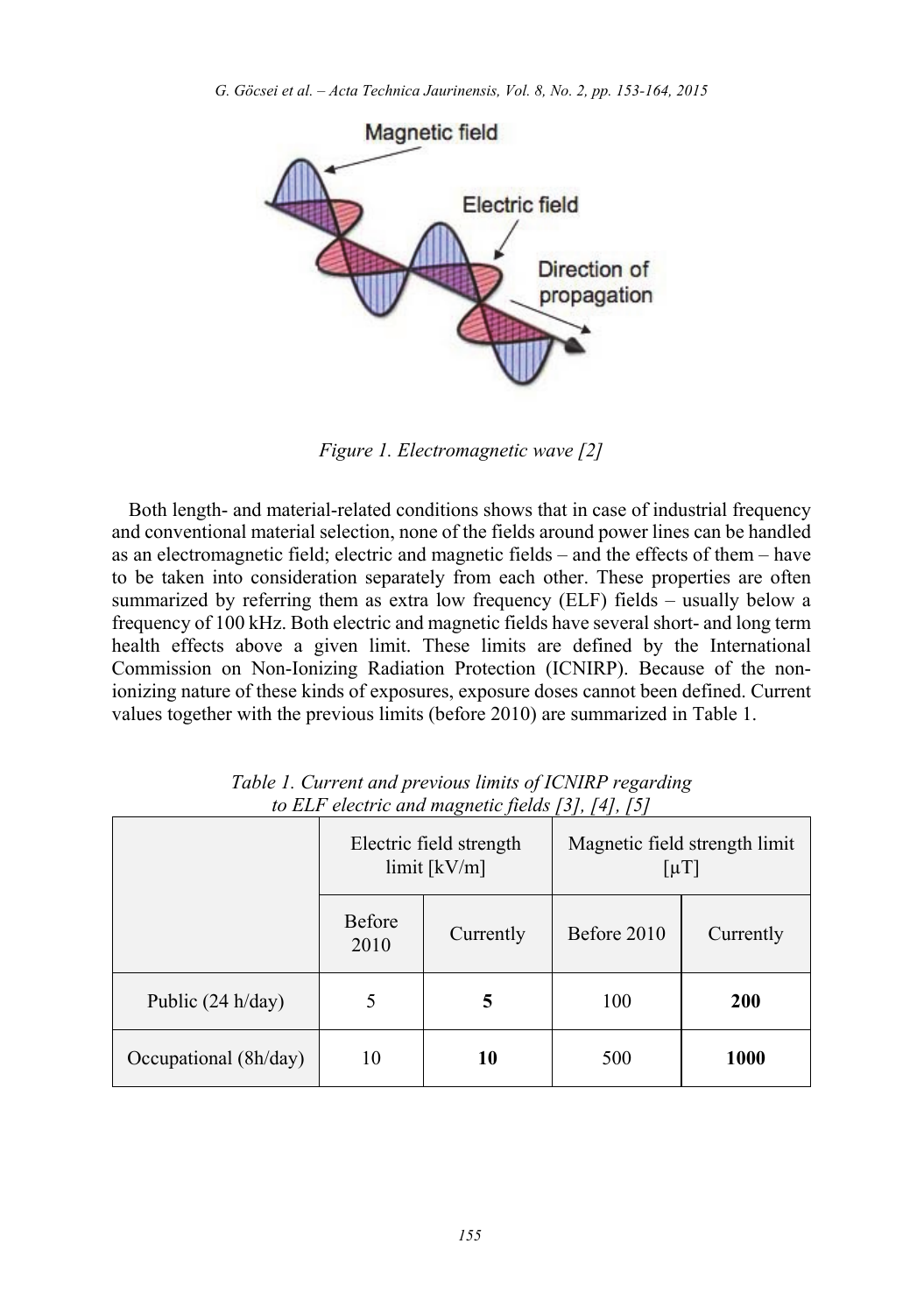Figure 1. Electromagnetic wave [2]

Both length- and material-related conditions shows that in case of industrial frequency and conventional material selection, none of the fields around power lines can be handled as an electromagnetic field; electric and magnetic fields – and the effects of them – have to be taken into consideration separately from each other. These properties are often summarized by referring them as extra low frequency (ELF) fields – usually below a frequency of 100 kHz. Both electric and magnetic fields have several short- and long term health effects above a given limit. These limits are defined by the International Commission on Non-Ionizing Radiation Protection (ICNIRP). Because of the non-ionizing nature of these kinds of exposures, exposure doses cannot been defined. Current values together with the previous limits (before 2010) are summarized in Table 1.

*Table 1. Current and previous limits of ICNIRP regarding to ELF electric and magnetic fields [3], [4], [5]*

| | Electric field strength limit [kV/m] | | Magnetic field strength limit [μT] | |
|---|---|---|---|---|
| | Before 2010 | Currently | Before 2010 | Currently |
| Public (24 h/day) | 5 | **5** | 100 | **200** |
| Occupational (8h/day) | 10 | **10** | 500 | **1000** |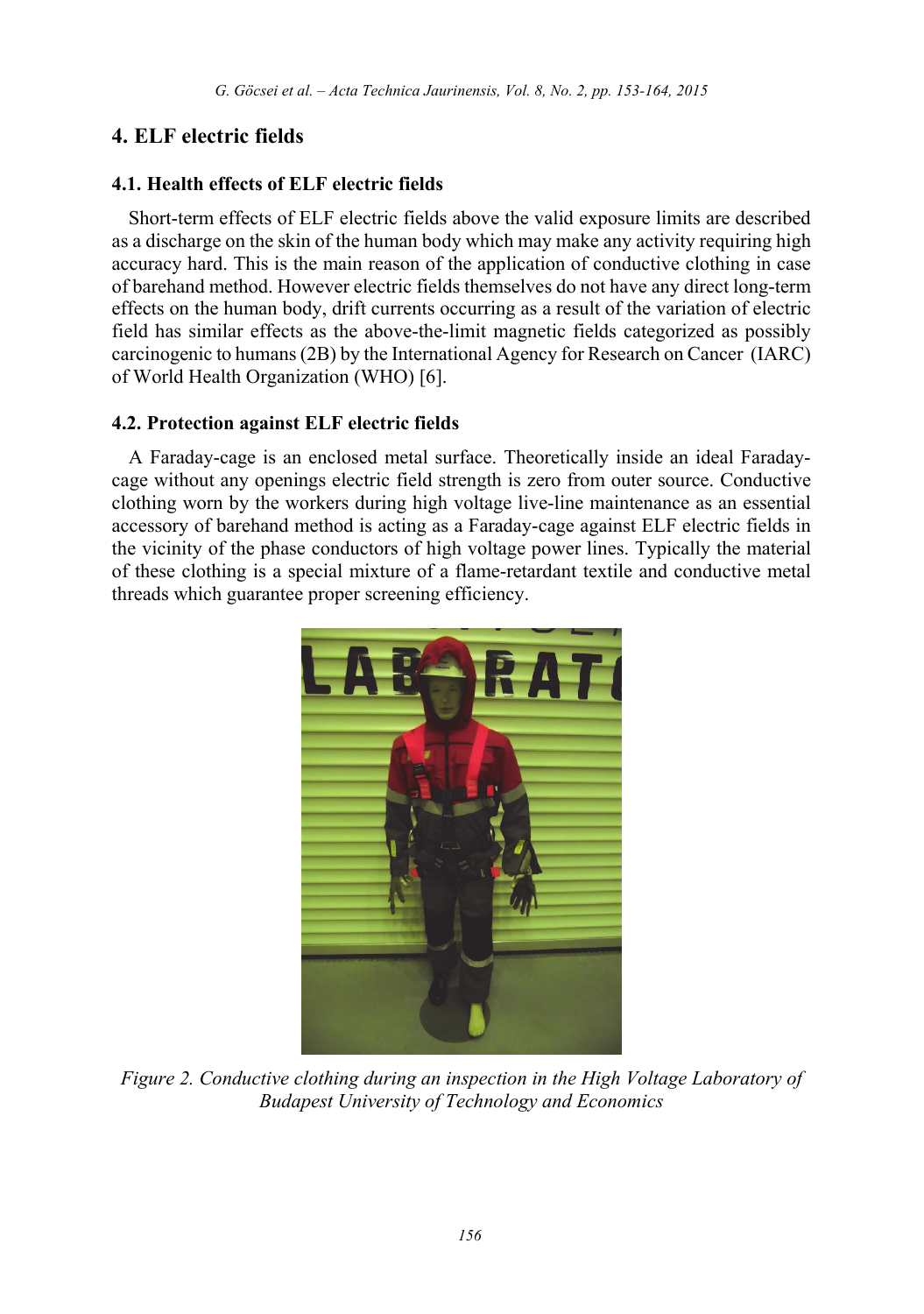## 4. ELF electric fields

### 4.1. Health effects of ELF electric fields

Short-term effects of ELF electric fields above the valid exposure limits are described as a discharge on the skin of the human body which may make any activity requiring high accuracy hard. This is the main reason of the application of conductive clothing in case of barehand method. However electric fields themselves do not have any direct long-term effects on the human body, drift currents occurring as a result of the variation of electric field has similar effects as the above-the-limit magnetic fields categorized as possibly carcinogenic to humans (2B) by the International Agency for Research on Cancer (IARC) of World Health Organization (WHO) [6].

### 4.2. Protection against ELF electric fields

A Faraday-cage is an enclosed metal surface. Theoretically inside an ideal Faraday-cage without any openings electric field strength is zero from outer source. Conductive clothing worn by the workers during high voltage live-line maintenance as an essential accessory of barehand method is acting as a Faraday-cage against ELF electric fields in the vicinity of the phase conductors of high voltage power lines. Typically the material of these clothing is a special mixture of a flame-retardant textile and conductive metal threads which guarantee proper screening efficiency.

*Figure 2. Conductive clothing during an inspection in the High Voltage Laboratory of Budapest University of Technology and Economics*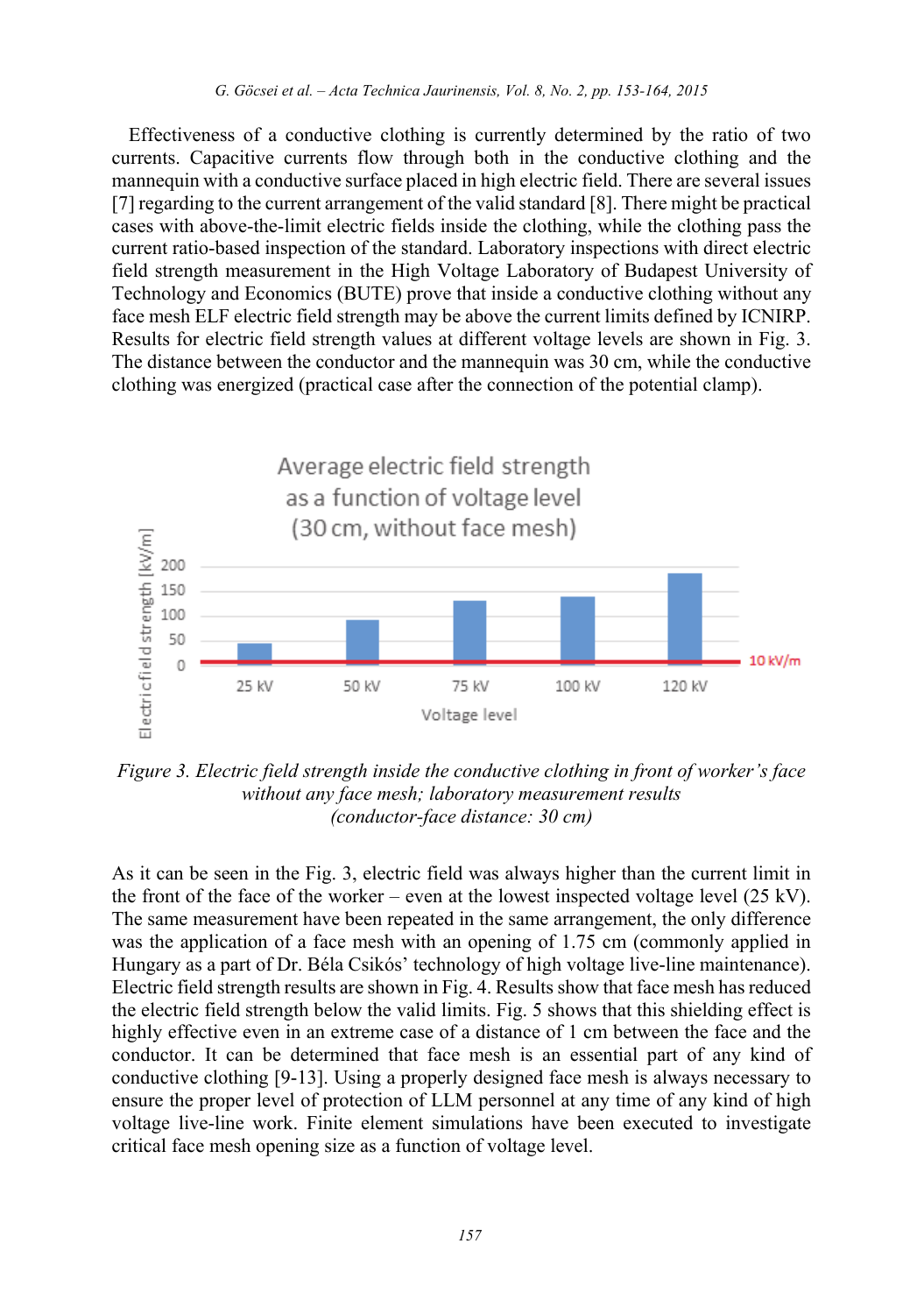Effectiveness of a conductive clothing is currently determined by the ratio of two currents. Capacitive currents flow through both in the conductive clothing and the mannequin with a conductive surface placed in high electric field. There are several issues [7] regarding to the current arrangement of the valid standard [8]. There might be practical cases with above-the-limit electric fields inside the clothing, while the clothing pass the current ratio-based inspection of the standard. Laboratory inspections with direct electric field strength measurement in the High Voltage Laboratory of Budapest University of Technology and Economics (BUTE) prove that inside a conductive clothing without any face mesh ELF electric field strength may be above the current limits defined by ICNIRP. Results for electric field strength values at different voltage levels are shown in Fig. 3. The distance between the conductor and the mannequin was 30 cm, while the conductive clothing was energized (practical case after the connection of the potential clamp).

*Figure 3. Electric field strength inside the conductive clothing in front of worker's face without any face mesh; laboratory measurement results (conductor-face distance: 30 cm)*

As it can be seen in the Fig. 3, electric field was always higher than the current limit in the front of the face of the worker – even at the lowest inspected voltage level (25 kV). The same measurement have been repeated in the same arrangement, the only difference was the application of a face mesh with an opening of 1.75 cm (commonly applied in Hungary as a part of Dr. Béla Csikós' technology of high voltage live-line maintenance). Electric field strength results are shown in Fig. 4. Results show that face mesh has reduced the electric field strength below the valid limits. Fig. 5 shows that this shielding effect is highly effective even in an extreme case of a distance of 1 cm between the face and the conductor. It can be determined that face mesh is an essential part of any kind of conductive clothing [9-13]. Using a properly designed face mesh is always necessary to ensure the proper level of protection of LLM personnel at any time of any kind of high voltage live-line work. Finite element simulations have been executed to investigate critical face mesh opening size as a function of voltage level.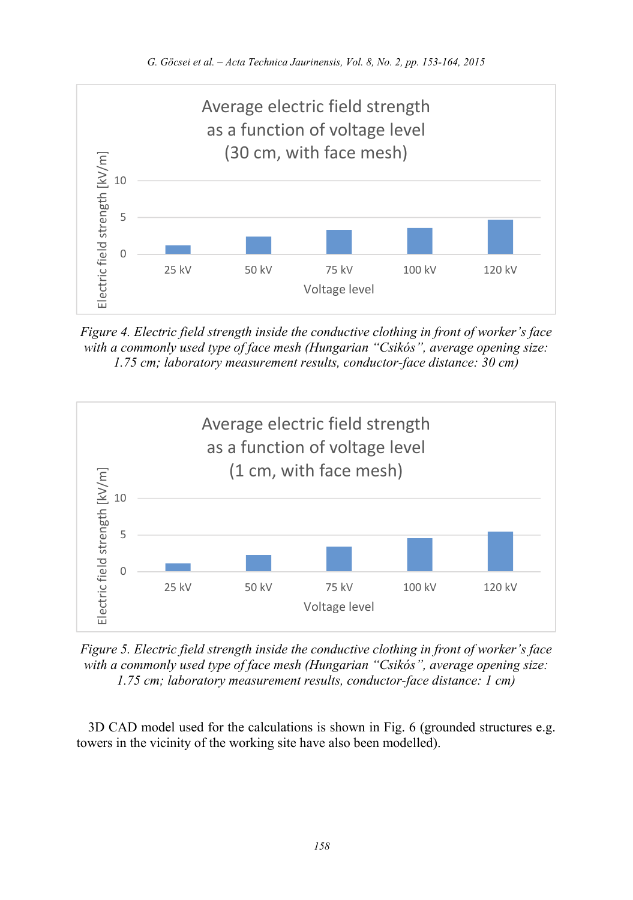*Figure 4. Electric field strength inside the conductive clothing in front of worker's face with a commonly used type of face mesh (Hungarian "Csikós", average opening size: 1.75 cm; laboratory measurement results, conductor-face distance: 30 cm)*

*Figure 5. Electric field strength inside the conductive clothing in front of worker's face with a commonly used type of face mesh (Hungarian "Csikós", average opening size: 1.75 cm; laboratory measurement results, conductor-face distance: 1 cm)*

3D CAD model used for the calculations is shown in Fig. 6 (grounded structures e.g. towers in the vicinity of the working site have also been modelled).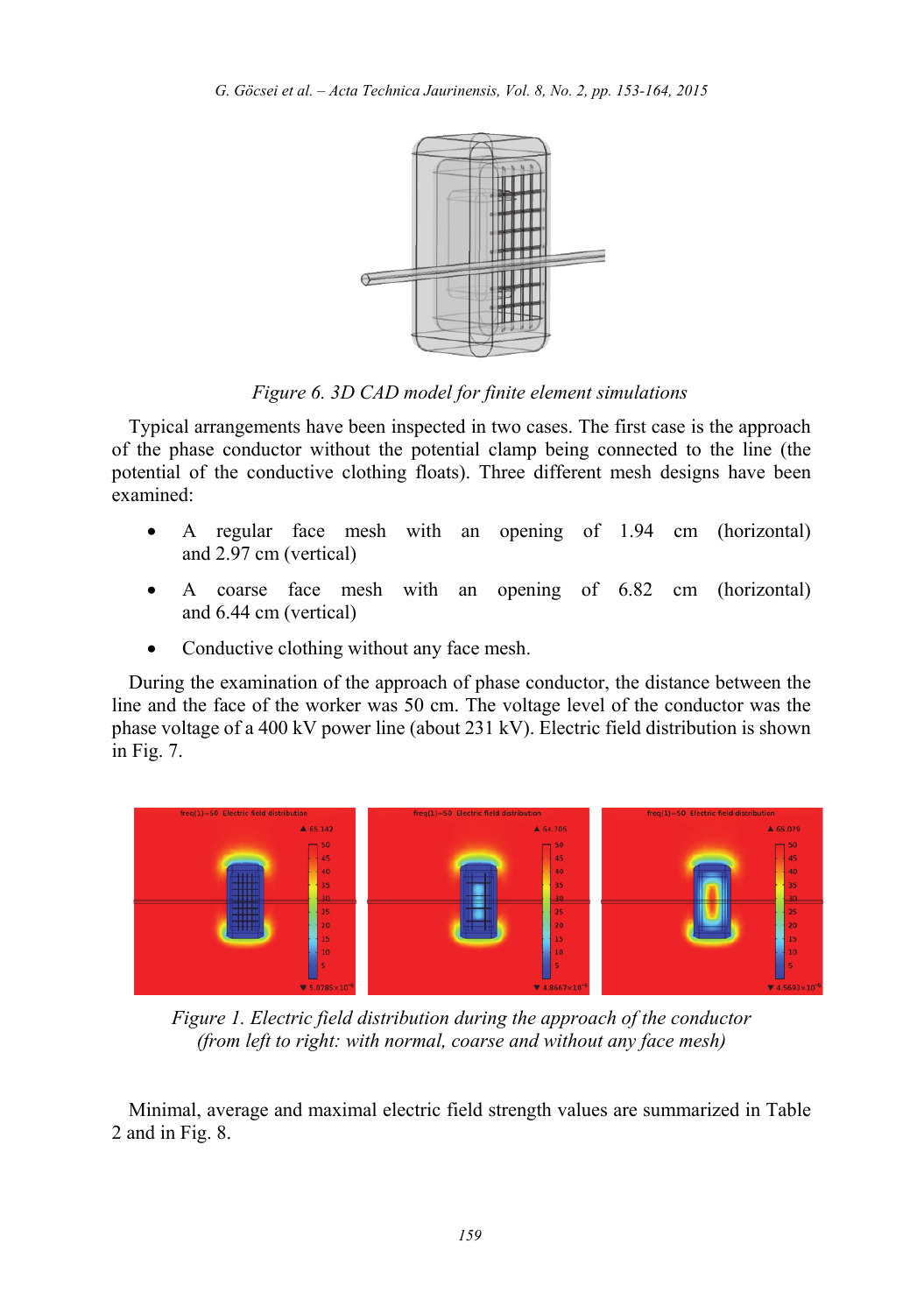*Figure 6. 3D CAD model for finite element simulations*

Typical arrangements have been inspected in two cases. The first case is the approach of the phase conductor without the potential clamp being connected to the line (the potential of the conductive clothing floats). Three different mesh designs have been examined:

- A regular face mesh with an opening of 1.94 cm (horizontal) and 2.97 cm (vertical)
- A coarse face mesh with an opening of 6.82 cm (horizontal) and 6.44 cm (vertical)
- Conductive clothing without any face mesh.

During the examination of the approach of phase conductor, the distance between the line and the face of the worker was 50 cm. The voltage level of the conductor was the phase voltage of a 400 kV power line (about 231 kV). Electric field distribution is shown in Fig. 7.

*Figure 1. Electric field distribution during the approach of the conductor (from left to right: with normal, coarse and without any face mesh)*

Minimal, average and maximal electric field strength values are summarized in Table 2 and in Fig. 8.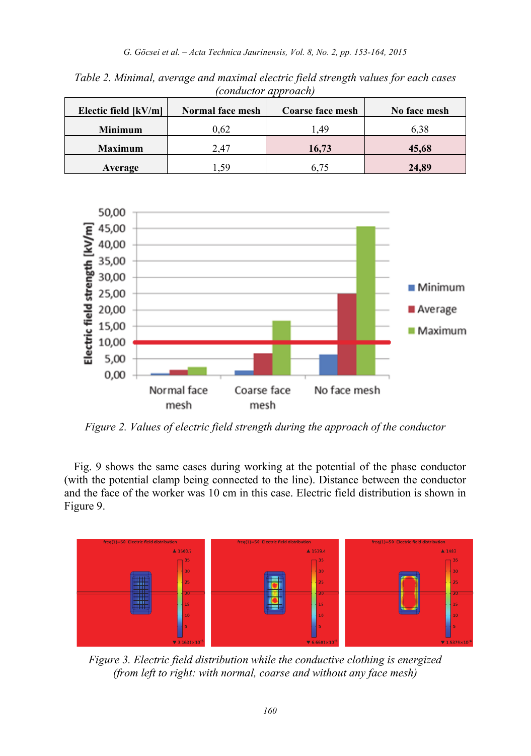Table 2. Minimal, average and maximal electric field strength values for each cases (conductor approach)

| Electic field [kV/m] | Normal face mesh | Coarse face mesh | No face mesh |
|---|---|---|---|
| **Minimum** | 0,62 | 1,49 | 6,38 |
| **Maximum** | 2,47 | **16,73** | **45,68** |
| **Average** | 1,59 | 6,75 | **24,89** |

Figure 2. Values of electric field strength during the approach of the conductor

Fig. 9 shows the same cases during working at the potential of the phase conductor (with the potential clamp being connected to the line). Distance between the conductor and the face of the worker was 10 cm in this case. Electric field distribution is shown in Figure 9.

Figure 3. Electric field distribution while the conductive clothing is energized (from left to right: with normal, coarse and without any face mesh)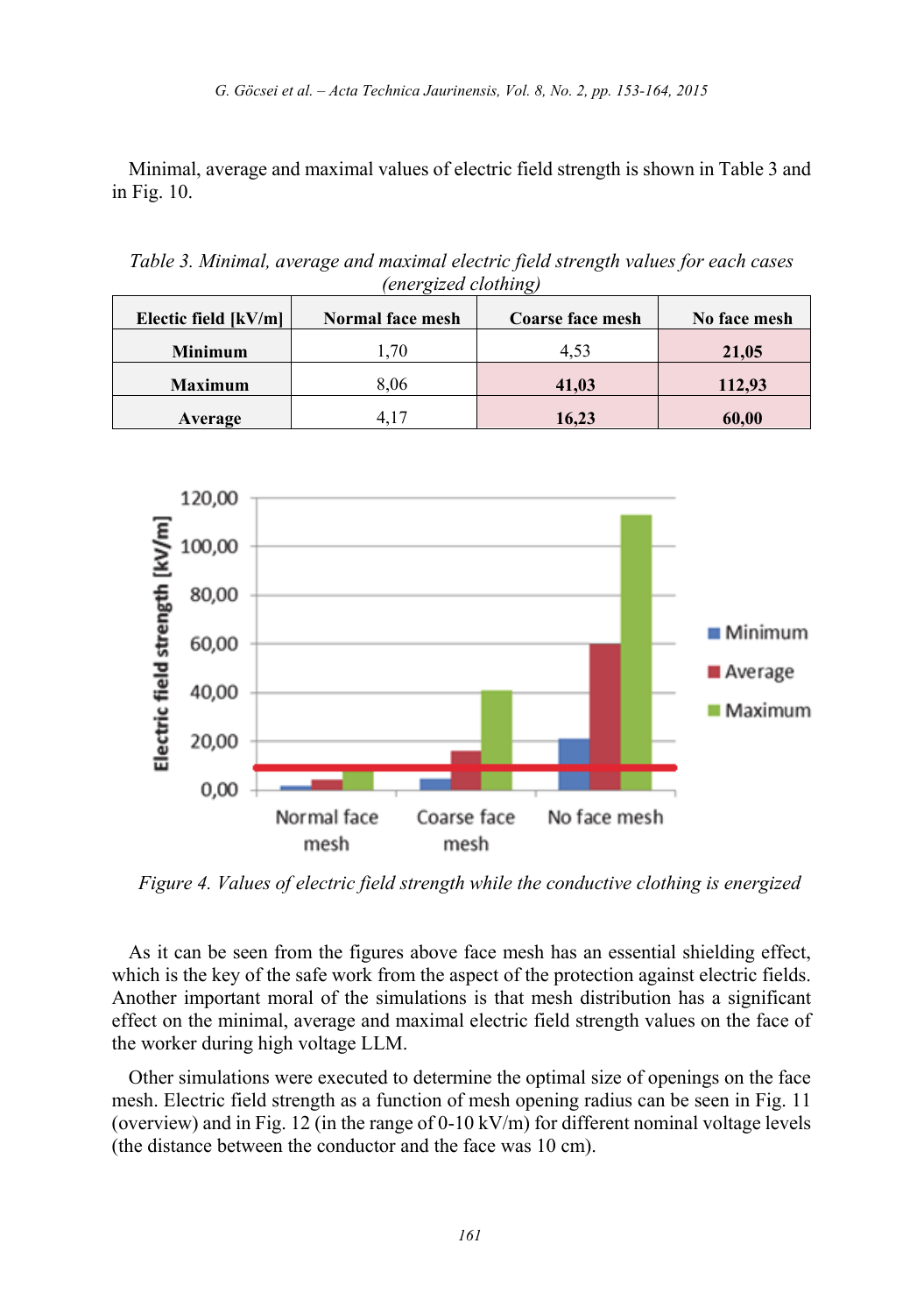Minimal, average and maximal values of electric field strength is shown in Table 3 and in Fig. 10.

*Table 3. Minimal, average and maximal electric field strength values for each cases (energized clothing)*

| Electic field [kV/m] | Normal face mesh | Coarse face mesh | No face mesh |
|---|---|---|---|
| **Minimum** | 1,70 | 4,53 | **21,05** |
| **Maximum** | 8,06 | **41,03** | **112,93** |
| **Average** | 4,17 | **16,23** | **60,00** |

*Figure 4. Values of electric field strength while the conductive clothing is energized*

As it can be seen from the figures above face mesh has an essential shielding effect, which is the key of the safe work from the aspect of the protection against electric fields. Another important moral of the simulations is that mesh distribution has a significant effect on the minimal, average and maximal electric field strength values on the face of the worker during high voltage LLM.

Other simulations were executed to determine the optimal size of openings on the face mesh. Electric field strength as a function of mesh opening radius can be seen in Fig. 11 (overview) and in Fig. 12 (in the range of 0-10 kV/m) for different nominal voltage levels (the distance between the conductor and the face was 10 cm).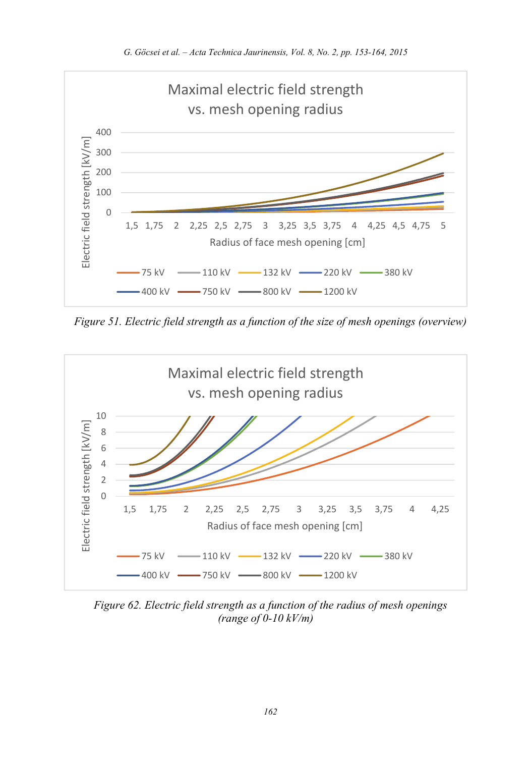*Figure 51. Electric field strength as a function of the size of mesh openings (overview)*

*Figure 62. Electric field strength as a function of the radius of mesh openings (range of 0-10 kV/m)*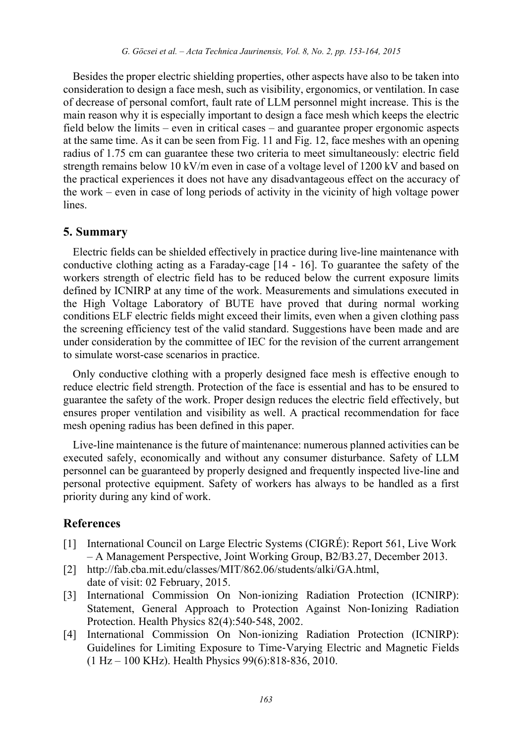Besides the proper electric shielding properties, other aspects have also to be taken into consideration to design a face mesh, such as visibility, ergonomics, or ventilation. In case of decrease of personal comfort, fault rate of LLM personnel might increase. This is the main reason why it is especially important to design a face mesh which keeps the electric field below the limits – even in critical cases – and guarantee proper ergonomic aspects at the same time. As it can be seen from Fig. 11 and Fig. 12, face meshes with an opening radius of 1.75 cm can guarantee these two criteria to meet simultaneously: electric field strength remains below 10 kV/m even in case of a voltage level of 1200 kV and based on the practical experiences it does not have any disadvantageous effect on the accuracy of the work – even in case of long periods of activity in the vicinity of high voltage power lines.

## 5. Summary

Electric fields can be shielded effectively in practice during live-line maintenance with conductive clothing acting as a Faraday-cage [14 - 16]. To guarantee the safety of the workers strength of electric field has to be reduced below the current exposure limits defined by ICNIRP at any time of the work. Measurements and simulations executed in the High Voltage Laboratory of BUTE have proved that during normal working conditions ELF electric fields might exceed their limits, even when a given clothing pass the screening efficiency test of the valid standard. Suggestions have been made and are under consideration by the committee of IEC for the revision of the current arrangement to simulate worst-case scenarios in practice.

Only conductive clothing with a properly designed face mesh is effective enough to reduce electric field strength. Protection of the face is essential and has to be ensured to guarantee the safety of the work. Proper design reduces the electric field effectively, but ensures proper ventilation and visibility as well. A practical recommendation for face mesh opening radius has been defined in this paper.

Live-line maintenance is the future of maintenance: numerous planned activities can be executed safely, economically and without any consumer disturbance. Safety of LLM personnel can be guaranteed by properly designed and frequently inspected live-line and personal protective equipment. Safety of workers has always to be handled as a first priority during any kind of work.

## References

[1] International Council on Large Electric Systems (CIGRÉ): Report 561, Live Work – A Management Perspective, Joint Working Group, B2/B3.27, December 2013.

[2] http://fab.cba.mit.edu/classes/MIT/862.06/students/alki/GA.html, date of visit: 02 February, 2015.

[3] International Commission On Non-ionizing Radiation Protection (ICNIRP): Statement, General Approach to Protection Against Non-Ionizing Radiation Protection. Health Physics 82(4):540-548, 2002.

[4] International Commission On Non-ionizing Radiation Protection (ICNIRP): Guidelines for Limiting Exposure to Time-Varying Electric and Magnetic Fields (1 Hz – 100 KHz). Health Physics 99(6):818-836, 2010.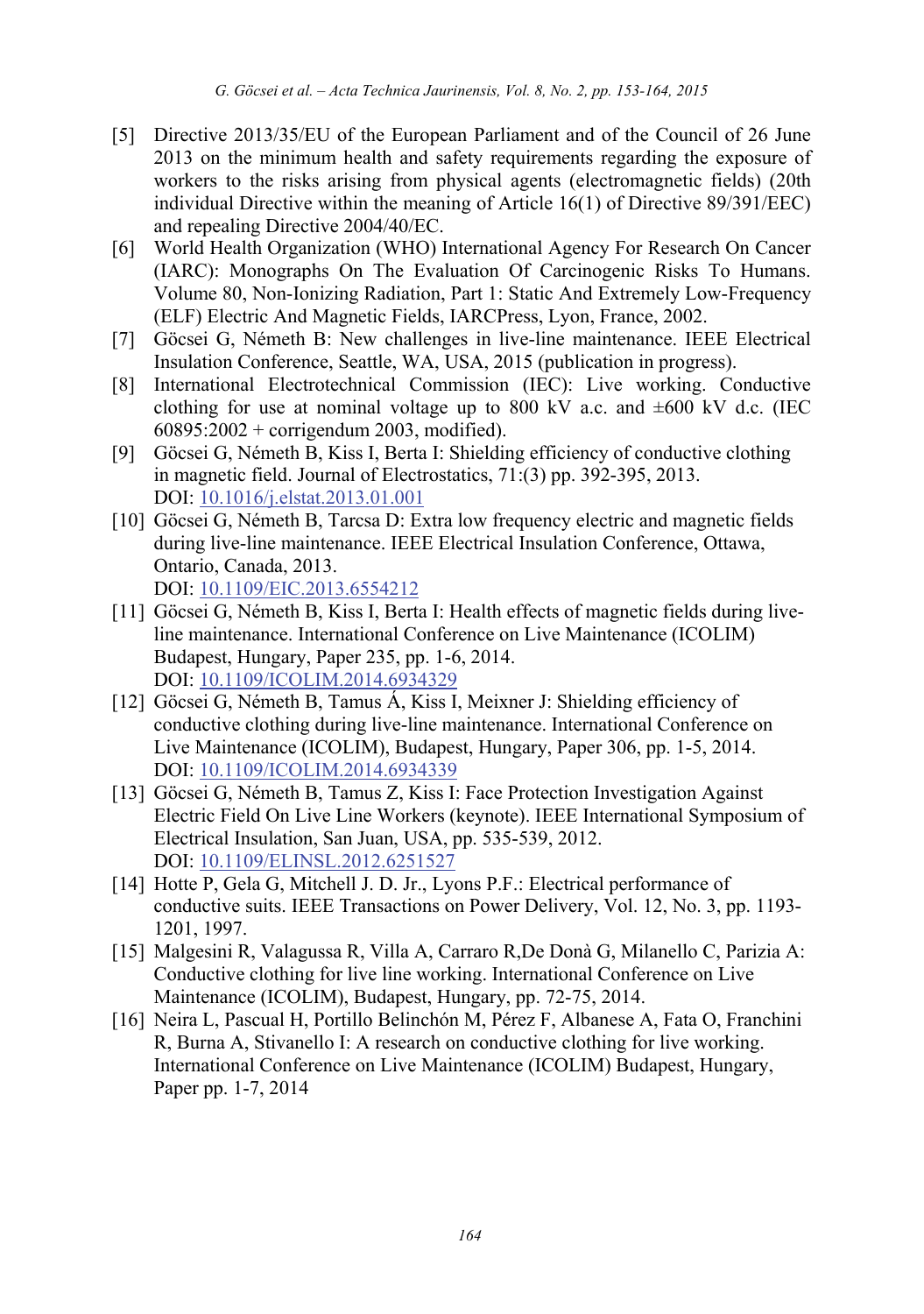[5] Directive 2013/35/EU of the European Parliament and of the Council of 26 June 2013 on the minimum health and safety requirements regarding the exposure of workers to the risks arising from physical agents (electromagnetic fields) (20th individual Directive within the meaning of Article 16(1) of Directive 89/391/EEC) and repealing Directive 2004/40/EC.

[6] World Health Organization (WHO) International Agency For Research On Cancer (IARC): Monographs On The Evaluation Of Carcinogenic Risks To Humans. Volume 80, Non-Ionizing Radiation, Part 1: Static And Extremely Low-Frequency (ELF) Electric And Magnetic Fields, IARCPress, Lyon, France, 2002.

[7] Göcsei G, Németh B: New challenges in live-line maintenance. IEEE Electrical Insulation Conference, Seattle, WA, USA, 2015 (publication in progress).

[8] International Electrotechnical Commission (IEC): Live working. Conductive clothing for use at nominal voltage up to 800 kV a.c. and ±600 kV d.c. (IEC 60895:2002 + corrigendum 2003, modified).

[9] Göcsei G, Németh B, Kiss I, Berta I: Shielding efficiency of conductive clothing in magnetic field. Journal of Electrostatics, 71:(3) pp. 392-395, 2013. DOI: 10.1016/j.elstat.2013.01.001

[10] Göcsei G, Németh B, Tarcsa D: Extra low frequency electric and magnetic fields during live-line maintenance. IEEE Electrical Insulation Conference, Ottawa, Ontario, Canada, 2013. DOI: 10.1109/EIC.2013.6554212

[11] Göcsei G, Németh B, Kiss I, Berta I: Health effects of magnetic fields during live-line maintenance. International Conference on Live Maintenance (ICOLIM) Budapest, Hungary, Paper 235, pp. 1-6, 2014. DOI: 10.1109/ICOLIM.2014.6934329

[12] Göcsei G, Németh B, Tamus Á, Kiss I, Meixner J: Shielding efficiency of conductive clothing during live-line maintenance. International Conference on Live Maintenance (ICOLIM), Budapest, Hungary, Paper 306, pp. 1-5, 2014. DOI: 10.1109/ICOLIM.2014.6934339

[13] Göcsei G, Németh B, Tamus Z, Kiss I: Face Protection Investigation Against Electric Field On Live Line Workers (keynote). IEEE International Symposium of Electrical Insulation, San Juan, USA, pp. 535-539, 2012. DOI: 10.1109/ELINSL.2012.6251527

[14] Hotte P, Gela G, Mitchell J. D. Jr., Lyons P.F.: Electrical performance of conductive suits. IEEE Transactions on Power Delivery, Vol. 12, No. 3, pp. 1193-1201, 1997.

[15] Malgesini R, Valagussa R, Villa A, Carraro R,De Donà G, Milanello C, Parizia A: Conductive clothing for live line working. International Conference on Live Maintenance (ICOLIM), Budapest, Hungary, pp. 72-75, 2014.

[16] Neira L, Pascual H, Portillo Belinchón M, Pérez F, Albanese A, Fata O, Franchini R, Burna A, Stivanello I: A research on conductive clothing for live working. International Conference on Live Maintenance (ICOLIM) Budapest, Hungary, Paper pp. 1-7, 2014